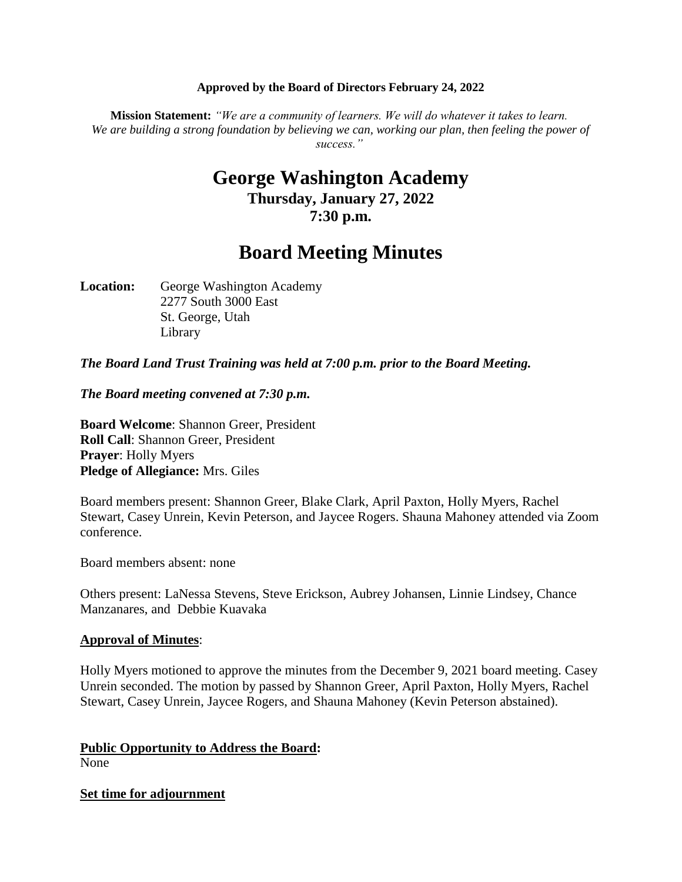**Approved by the Board of Directors February 24, 2022**

**Mission Statement:** *"We are a community of learners. We will do whatever it takes to learn. We are building a strong foundation by believing we can, working our plan, then feeling the power of success."*

# George Washington Academy

### Thursday, January 27, 2022
### 7:30 p.m.

# Board Meeting Minutes

**Location:** George Washington Academy
2277 South 3000 East
St. George, Utah
Library

***The Board Land Trust Training was held at 7:00 p.m. prior to the Board Meeting.***

***The Board meeting convened at 7:30 p.m.***

**Board Welcome**: Shannon Greer, President
**Roll Call**: Shannon Greer, President
**Prayer**: Holly Myers
**Pledge of Allegiance:** Mrs. Giles

Board members present: Shannon Greer, Blake Clark, April Paxton, Holly Myers, Rachel Stewart, Casey Unrein, Kevin Peterson, and Jaycee Rogers. Shauna Mahoney attended via Zoom conference.

Board members absent: none

Others present: LaNessa Stevens, Steve Erickson, Aubrey Johansen, Linnie Lindsey, Chance Manzanares, and Debbie Kuavaka

**Approval of Minutes**:

Holly Myers motioned to approve the minutes from the December 9, 2021 board meeting. Casey Unrein seconded. The motion by passed by Shannon Greer, April Paxton, Holly Myers, Rachel Stewart, Casey Unrein, Jaycee Rogers, and Shauna Mahoney (Kevin Peterson abstained).

**Public Opportunity to Address the Board:**
None

**Set time for adjournment**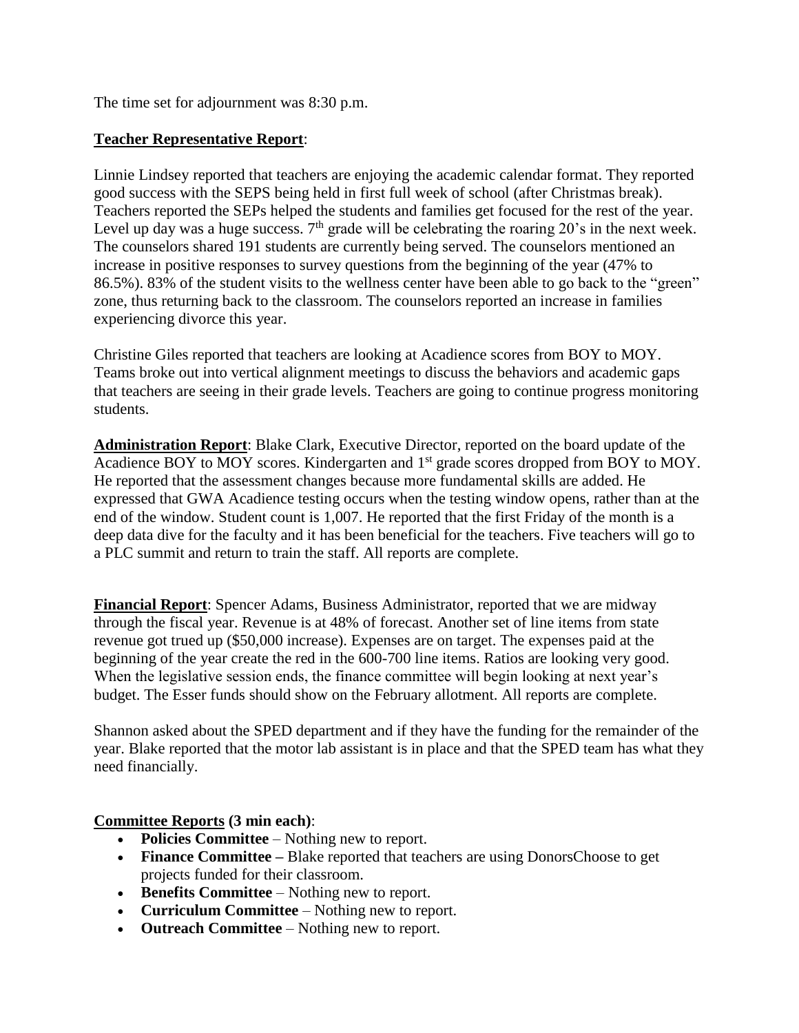The time set for adjournment was 8:30 p.m.

**Teacher Representative Report**:

Linnie Lindsey reported that teachers are enjoying the academic calendar format. They reported good success with the SEPS being held in first full week of school (after Christmas break). Teachers reported the SEPs helped the students and families get focused for the rest of the year. Level up day was a huge success. 7th grade will be celebrating the roaring 20's in the next week. The counselors shared 191 students are currently being served. The counselors mentioned an increase in positive responses to survey questions from the beginning of the year (47% to 86.5%). 83% of the student visits to the wellness center have been able to go back to the "green" zone, thus returning back to the classroom. The counselors reported an increase in families experiencing divorce this year.

Christine Giles reported that teachers are looking at Acadience scores from BOY to MOY. Teams broke out into vertical alignment meetings to discuss the behaviors and academic gaps that teachers are seeing in their grade levels. Teachers are going to continue progress monitoring students.

**Administration Report**: Blake Clark, Executive Director, reported on the board update of the Acadience BOY to MOY scores. Kindergarten and 1st grade scores dropped from BOY to MOY. He reported that the assessment changes because more fundamental skills are added. He expressed that GWA Acadience testing occurs when the testing window opens, rather than at the end of the window. Student count is 1,007. He reported that the first Friday of the month is a deep data dive for the faculty and it has been beneficial for the teachers. Five teachers will go to a PLC summit and return to train the staff. All reports are complete.

**Financial Report**: Spencer Adams, Business Administrator, reported that we are midway through the fiscal year. Revenue is at 48% of forecast. Another set of line items from state revenue got trued up ($50,000 increase). Expenses are on target. The expenses paid at the beginning of the year create the red in the 600-700 line items. Ratios are looking very good. When the legislative session ends, the finance committee will begin looking at next year's budget. The Esser funds should show on the February allotment. All reports are complete.

Shannon asked about the SPED department and if they have the funding for the remainder of the year. Blake reported that the motor lab assistant is in place and that the SPED team has what they need financially.

**Committee Reports (3 min each)**:

- **Policies Committee** – Nothing new to report.
- **Finance Committee –** Blake reported that teachers are using DonorsChoose to get projects funded for their classroom.
- **Benefits Committee** – Nothing new to report.
- **Curriculum Committee** – Nothing new to report.
- **Outreach Committee** – Nothing new to report.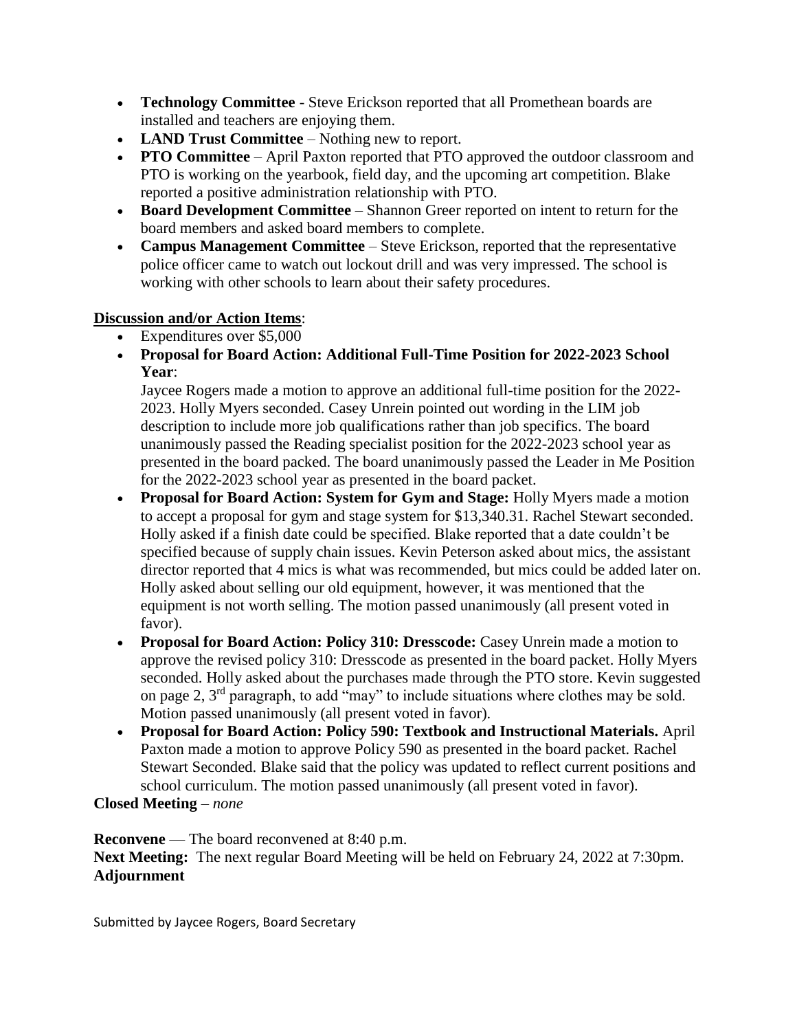- **Technology Committee** - Steve Erickson reported that all Promethean boards are installed and teachers are enjoying them.
- **LAND Trust Committee** – Nothing new to report.
- **PTO Committee** – April Paxton reported that PTO approved the outdoor classroom and PTO is working on the yearbook, field day, and the upcoming art competition. Blake reported a positive administration relationship with PTO.
- **Board Development Committee** – Shannon Greer reported on intent to return for the board members and asked board members to complete.
- **Campus Management Committee** – Steve Erickson, reported that the representative police officer came to watch out lockout drill and was very impressed. The school is working with other schools to learn about their safety procedures.

**Discussion and/or Action Items**:

- Expenditures over $5,000
- **Proposal for Board Action: Additional Full-Time Position for 2022-2023 School Year**:
  Jaycee Rogers made a motion to approve an additional full-time position for the 2022-2023. Holly Myers seconded. Casey Unrein pointed out wording in the LIM job description to include more job qualifications rather than job specifics. The board unanimously passed the Reading specialist position for the 2022-2023 school year as presented in the board packed. The board unanimously passed the Leader in Me Position for the 2022-2023 school year as presented in the board packet.
- **Proposal for Board Action: System for Gym and Stage:** Holly Myers made a motion to accept a proposal for gym and stage system for $13,340.31. Rachel Stewart seconded. Holly asked if a finish date could be specified. Blake reported that a date couldn't be specified because of supply chain issues. Kevin Peterson asked about mics, the assistant director reported that 4 mics is what was recommended, but mics could be added later on. Holly asked about selling our old equipment, however, it was mentioned that the equipment is not worth selling. The motion passed unanimously (all present voted in favor).
- **Proposal for Board Action: Policy 310: Dresscode:** Casey Unrein made a motion to approve the revised policy 310: Dresscode as presented in the board packet. Holly Myers seconded. Holly asked about the purchases made through the PTO store. Kevin suggested on page 2, 3rd paragraph, to add "may" to include situations where clothes may be sold. Motion passed unanimously (all present voted in favor).
- **Proposal for Board Action: Policy 590: Textbook and Instructional Materials.** April Paxton made a motion to approve Policy 590 as presented in the board packet. Rachel Stewart Seconded. Blake said that the policy was updated to reflect current positions and school curriculum. The motion passed unanimously (all present voted in favor).

**Closed Meeting** – *none*

**Reconvene** — The board reconvened at 8:40 p.m.

**Next Meeting:** The next regular Board Meeting will be held on February 24, 2022 at 7:30pm.

**Adjournment**

Submitted by Jaycee Rogers, Board Secretary